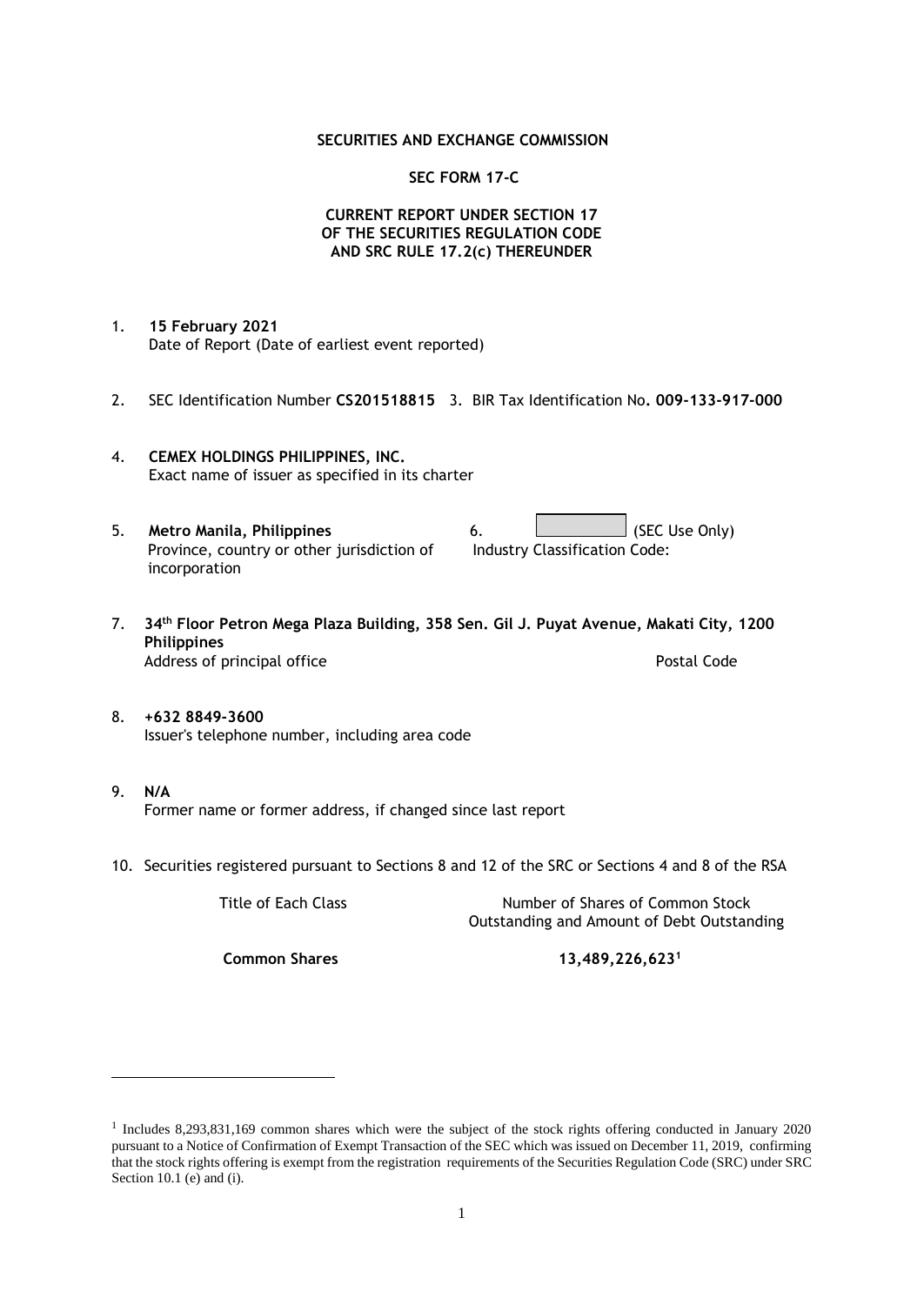**SECURITIES AND EXCHANGE COMMISSION**

**SEC FORM 17-C**

**CURRENT REPORT UNDER SECTION 17**
**OF THE SECURITIES REGULATION CODE**
**AND SRC RULE 17.2(c) THEREUNDER**

1. **15 February 2021**
   Date of Report (Date of earliest event reported)

2. SEC Identification Number **CS201518815** 3. BIR Tax Identification No**. 009-133-917-000**

4. **CEMEX HOLDINGS PHILIPPINES, INC.**
   Exact name of issuer as specified in its charter

5. **Metro Manila, Philippines**
   Province, country or other jurisdiction of incorporation

6. (SEC Use Only)
   Industry Classification Code:

7. **34th Floor Petron Mega Plaza Building, 358 Sen. Gil J. Puyat Avenue, Makati City, 1200 Philippines**
   Address of principal office    Postal Code

8. **+632 8849-3600**
   Issuer's telephone number, including area code

9. **N/A**
   Former name or former address, if changed since last report

10. Securities registered pursuant to Sections 8 and 12 of the SRC or Sections 4 and 8 of the RSA

| Title of Each Class | Number of Shares of Common Stock Outstanding and Amount of Debt Outstanding |
|---|---|
| **Common Shares** | **13,489,226,623**[1] |

[1] Includes 8,293,831,169 common shares which were the subject of the stock rights offering conducted in January 2020 pursuant to a Notice of Confirmation of Exempt Transaction of the SEC which was issued on December 11, 2019, confirming that the stock rights offering is exempt from the registration requirements of the Securities Regulation Code (SRC) under SRC Section 10.1 (e) and (i).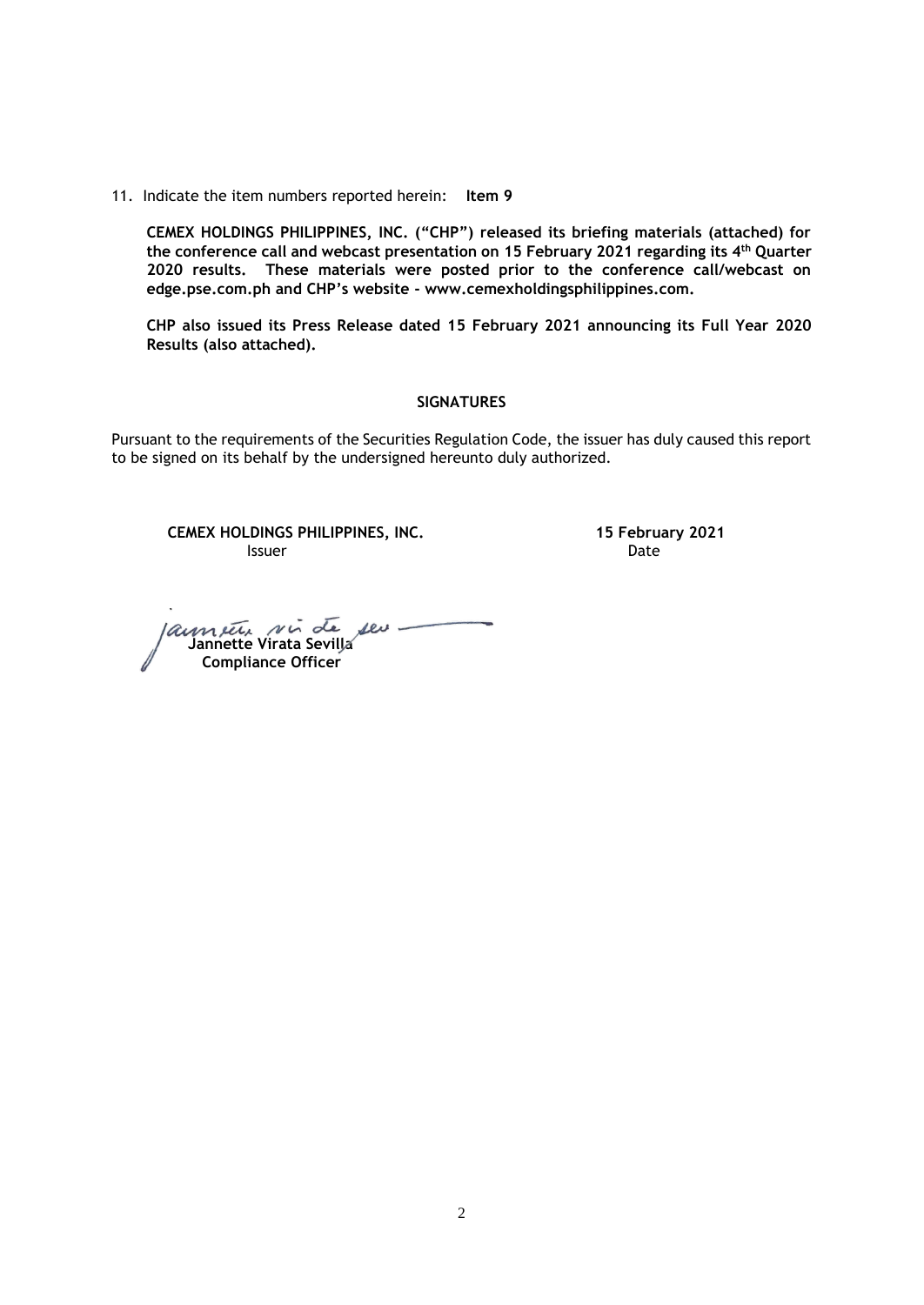11. Indicate the item numbers reported herein: **Item 9**

**CEMEX HOLDINGS PHILIPPINES, INC. ("CHP") released its briefing materials (attached) for the conference call and webcast presentation on 15 February 2021 regarding its 4th Quarter 2020 results. These materials were posted prior to the conference call/webcast on edge.pse.com.ph and CHP's website - www.cemexholdingsphilippines.com.**

**CHP also issued its Press Release dated 15 February 2021 announcing its Full Year 2020 Results (also attached).**

**SIGNATURES**

Pursuant to the requirements of the Securities Regulation Code, the issuer has duly caused this report to be signed on its behalf by the undersigned hereunto duly authorized.

| | |
|---|---|
| **CEMEX HOLDINGS PHILIPPINES, INC.** | **15 February 2021** |
| Issuer | Date |

**Jannette Virata Sevilla**
**Compliance Officer**